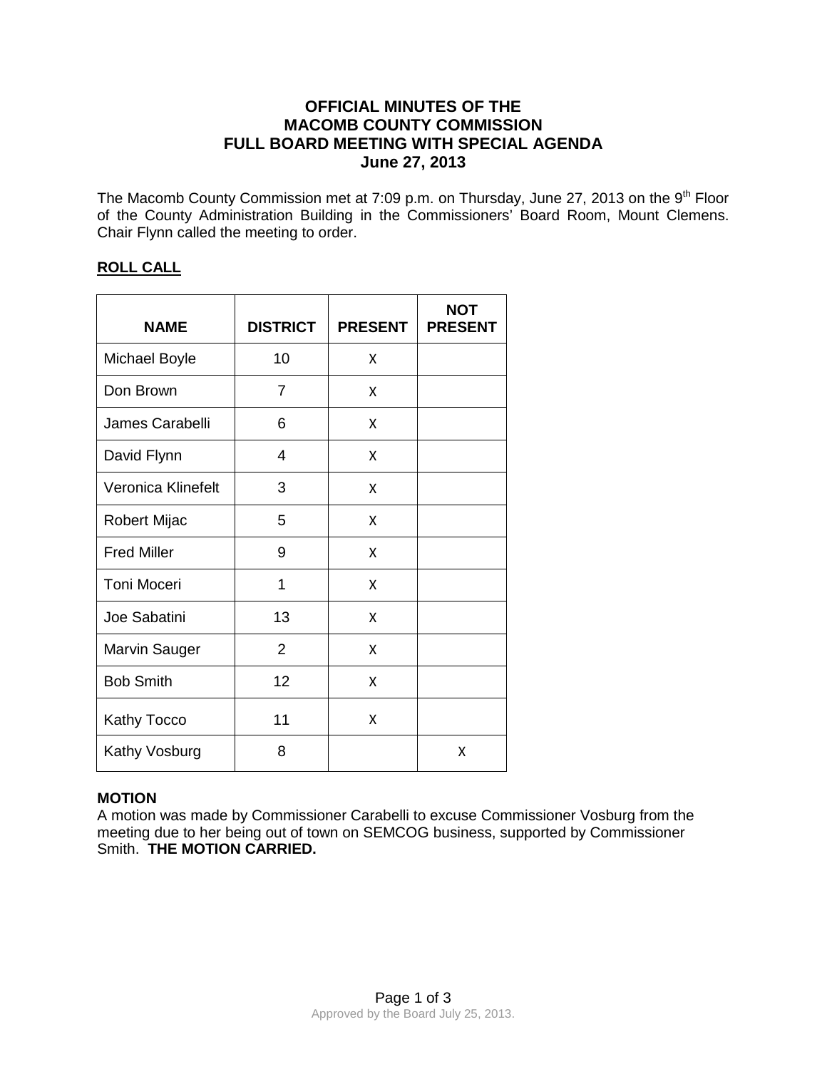# OFFICIAL MINUTES OF THE MACOMB COUNTY COMMISSION FULL BOARD MEETING WITH SPECIAL AGENDA June 27, 2013

The Macomb County Commission met at 7:09 p.m. on Thursday, June 27, 2013 on the 9th Floor of the County Administration Building in the Commissioners' Board Room, Mount Clemens. Chair Flynn called the meeting to order.

**ROLL CALL**

| NAME | DISTRICT | PRESENT | NOT PRESENT |
|---|---|---|---|
| Michael Boyle | 10 | X | |
| Don Brown | 7 | X | |
| James Carabelli | 6 | X | |
| David Flynn | 4 | X | |
| Veronica Klinefelt | 3 | X | |
| Robert Mijac | 5 | X | |
| Fred Miller | 9 | X | |
| Toni Moceri | 1 | X | |
| Joe Sabatini | 13 | X | |
| Marvin Sauger | 2 | X | |
| Bob Smith | 12 | X | |
| Kathy Tocco | 11 | X | |
| Kathy Vosburg | 8 | | X |

**MOTION**

A motion was made by Commissioner Carabelli to excuse Commissioner Vosburg from the meeting due to her being out of town on SEMCOG business, supported by Commissioner Smith. **THE MOTION CARRIED.**

Approved by the Board July 25, 2013.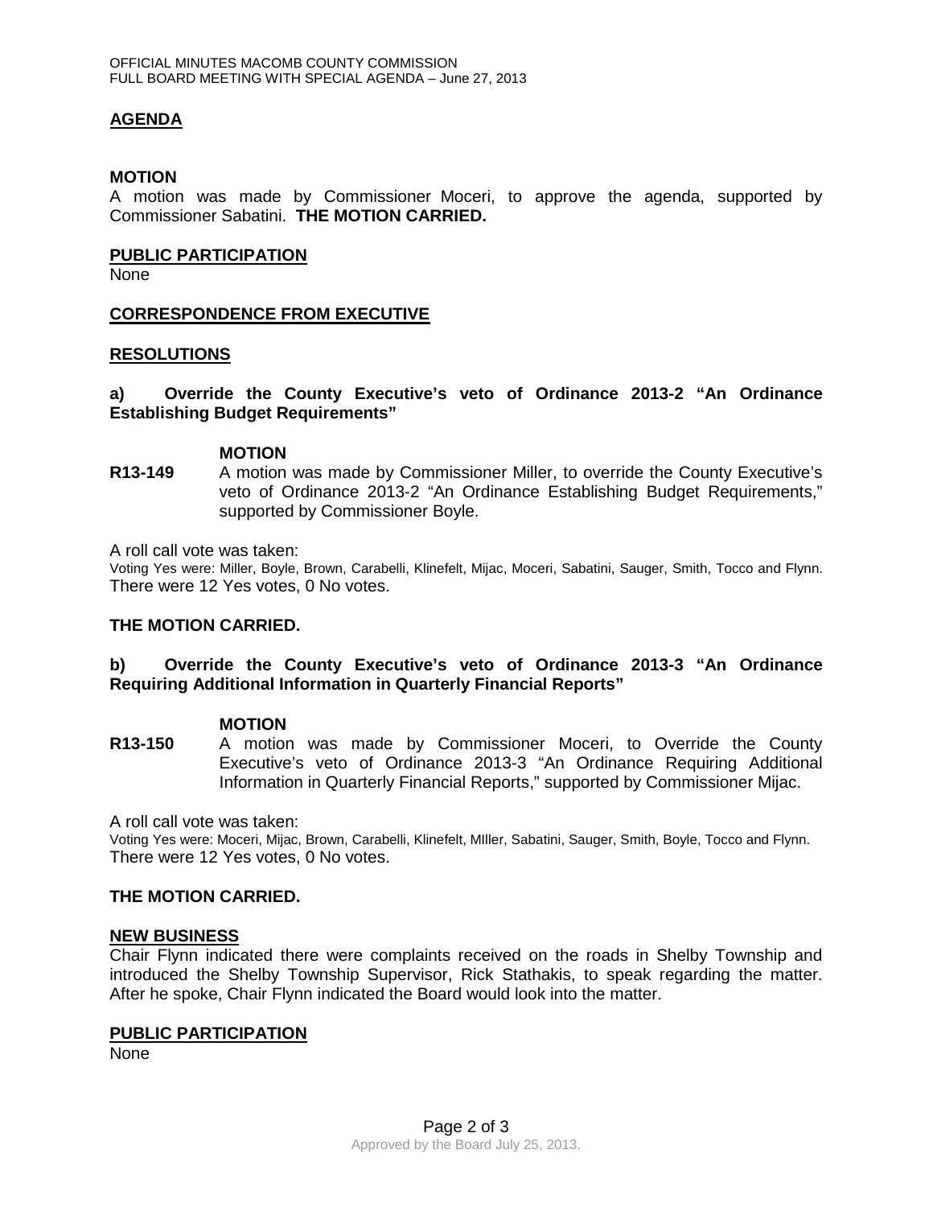## AGENDA

**MOTION**

A motion was made by Commissioner Moceri, to approve the agenda, supported by Commissioner Sabatini. **THE MOTION CARRIED.**

## PUBLIC PARTICIPATION

None

## CORRESPONDENCE FROM EXECUTIVE

## RESOLUTIONS

### a) Override the County Executive's veto of Ordinance 2013-2 "An Ordinance Establishing Budget Requirements"

**MOTION**

**R13-149** A motion was made by Commissioner Miller, to override the County Executive's veto of Ordinance 2013-2 "An Ordinance Establishing Budget Requirements," supported by Commissioner Boyle.

A roll call vote was taken:

Voting Yes were: Miller, Boyle, Brown, Carabelli, Klinefelt, Mijac, Moceri, Sabatini, Sauger, Smith, Tocco and Flynn. There were 12 Yes votes, 0 No votes.

**THE MOTION CARRIED.**

### b) Override the County Executive's veto of Ordinance 2013-3 "An Ordinance Requiring Additional Information in Quarterly Financial Reports"

**MOTION**

**R13-150** A motion was made by Commissioner Moceri, to Override the County Executive's veto of Ordinance 2013-3 "An Ordinance Requiring Additional Information in Quarterly Financial Reports," supported by Commissioner Mijac.

A roll call vote was taken:

Voting Yes were: Moceri, Mijac, Brown, Carabelli, Klinefelt, MIller, Sabatini, Sauger, Smith, Boyle, Tocco and Flynn. There were 12 Yes votes, 0 No votes.

**THE MOTION CARRIED.**

## NEW BUSINESS

Chair Flynn indicated there were complaints received on the roads in Shelby Township and introduced the Shelby Township Supervisor, Rick Stathakis, to speak regarding the matter. After he spoke, Chair Flynn indicated the Board would look into the matter.

## PUBLIC PARTICIPATION

None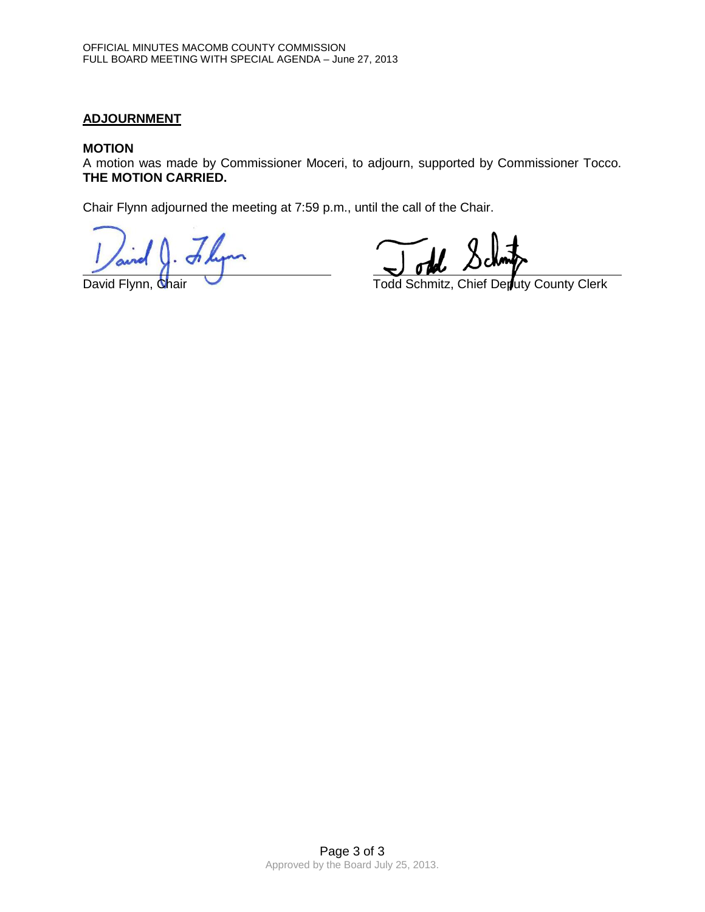## ADJOURNMENT

**MOTION**
A motion was made by Commissioner Moceri, to adjourn, supported by Commissioner Tocco. **THE MOTION CARRIED.**

Chair Flynn adjourned the meeting at 7:59 p.m., until the call of the Chair.

David Flynn, Chair

Todd Schmitz, Chief Deputy County Clerk

Approved by the Board July 25, 2013.